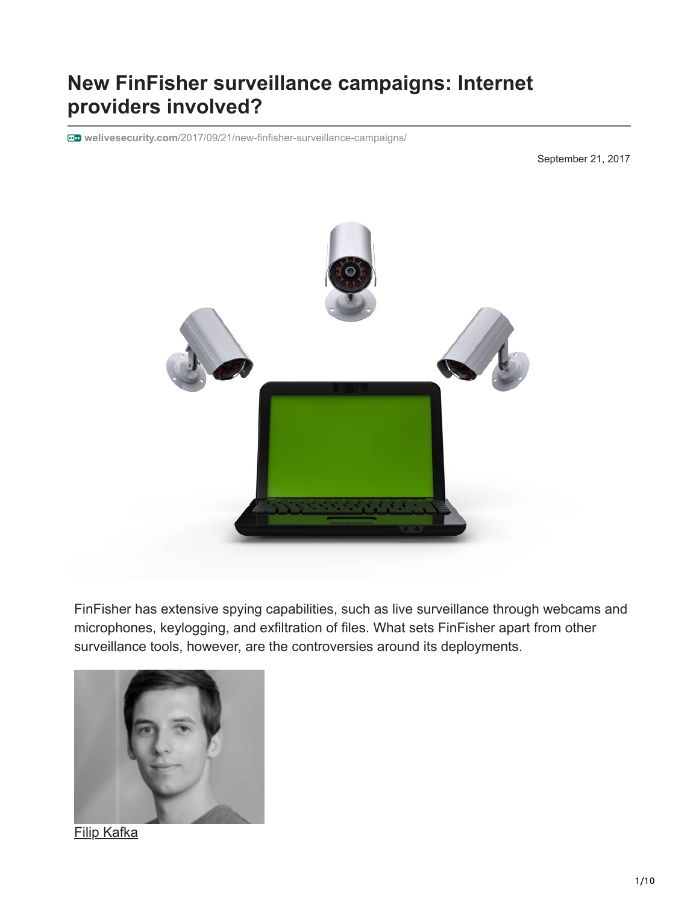# New FinFisher surveillance campaigns: Internet providers involved?

welivesecurity.com/2017/09/21/new-finfisher-surveillance-campaigns/

September 21, 2017

FinFisher has extensive spying capabilities, such as live surveillance through webcams and microphones, keylogging, and exfiltration of files. What sets FinFisher apart from other surveillance tools, however, are the controversies around its deployments.

Filip Kafka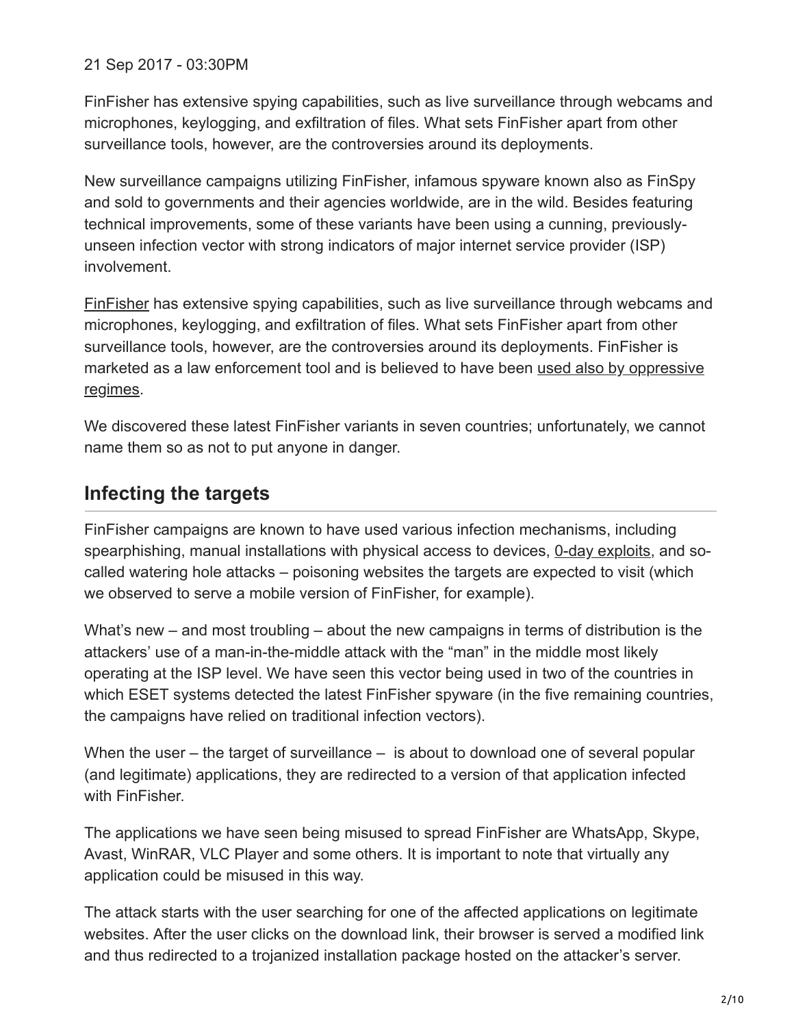21 Sep 2017 - 03:30PM

FinFisher has extensive spying capabilities, such as live surveillance through webcams and microphones, keylogging, and exfiltration of files. What sets FinFisher apart from other surveillance tools, however, are the controversies around its deployments.

New surveillance campaigns utilizing FinFisher, infamous spyware known also as FinSpy and sold to governments and their agencies worldwide, are in the wild. Besides featuring technical improvements, some of these variants have been using a cunning, previously-unseen infection vector with strong indicators of major internet service provider (ISP) involvement.

FinFisher has extensive spying capabilities, such as live surveillance through webcams and microphones, keylogging, and exfiltration of files. What sets FinFisher apart from other surveillance tools, however, are the controversies around its deployments. FinFisher is marketed as a law enforcement tool and is believed to have been used also by oppressive regimes.

We discovered these latest FinFisher variants in seven countries; unfortunately, we cannot name them so as not to put anyone in danger.

## Infecting the targets

FinFisher campaigns are known to have used various infection mechanisms, including spearphishing, manual installations with physical access to devices, 0-day exploits, and so-called watering hole attacks – poisoning websites the targets are expected to visit (which we observed to serve a mobile version of FinFisher, for example).

What's new – and most troubling – about the new campaigns in terms of distribution is the attackers' use of a man-in-the-middle attack with the "man" in the middle most likely operating at the ISP level. We have seen this vector being used in two of the countries in which ESET systems detected the latest FinFisher spyware (in the five remaining countries, the campaigns have relied on traditional infection vectors).

When the user – the target of surveillance – is about to download one of several popular (and legitimate) applications, they are redirected to a version of that application infected with FinFisher.

The applications we have seen being misused to spread FinFisher are WhatsApp, Skype, Avast, WinRAR, VLC Player and some others. It is important to note that virtually any application could be misused in this way.

The attack starts with the user searching for one of the affected applications on legitimate websites. After the user clicks on the download link, their browser is served a modified link and thus redirected to a trojanized installation package hosted on the attacker's server.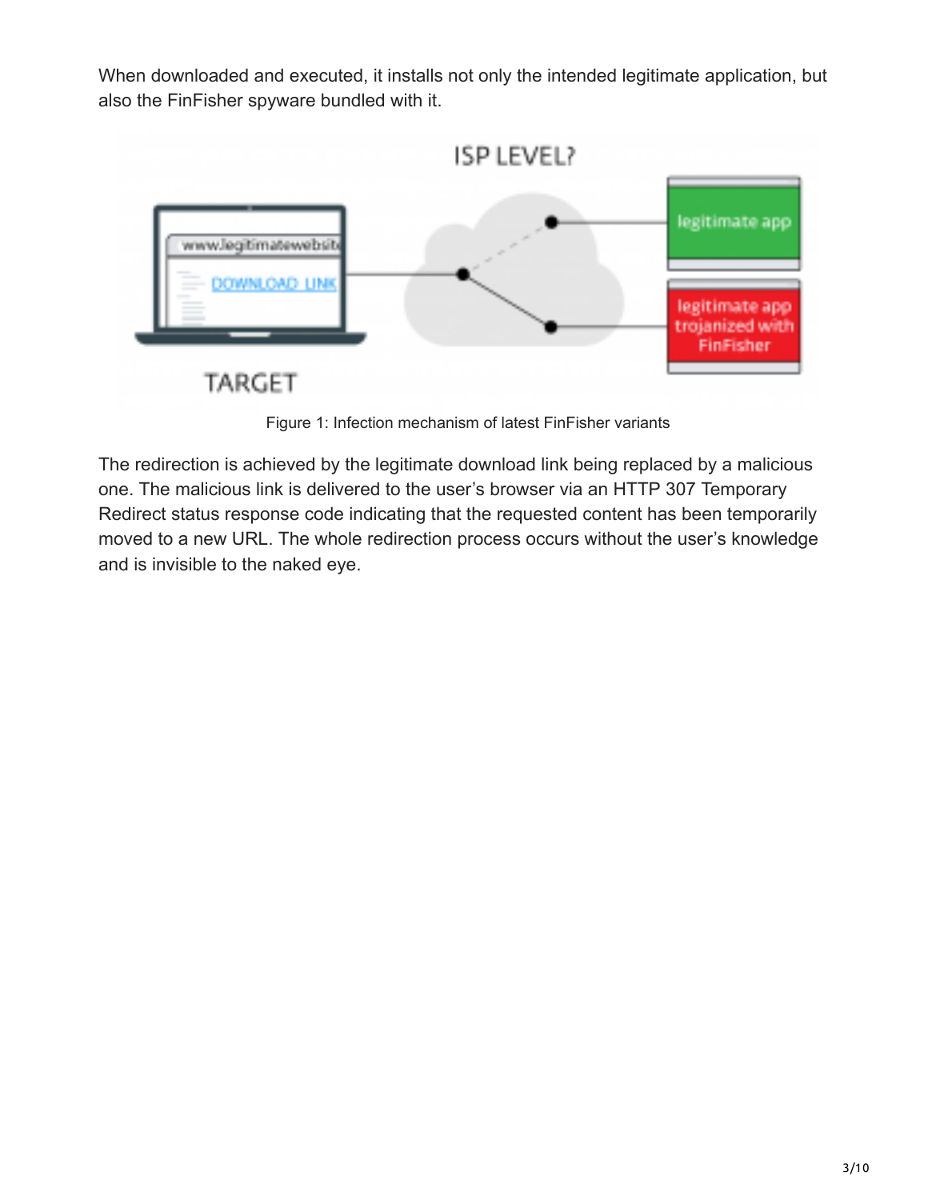When downloaded and executed, it installs not only the intended legitimate application, but also the FinFisher spyware bundled with it.

Figure 1: Infection mechanism of latest FinFisher variants

The redirection is achieved by the legitimate download link being replaced by a malicious one. The malicious link is delivered to the user's browser via an HTTP 307 Temporary Redirect status response code indicating that the requested content has been temporarily moved to a new URL. The whole redirection process occurs without the user's knowledge and is invisible to the naked eye.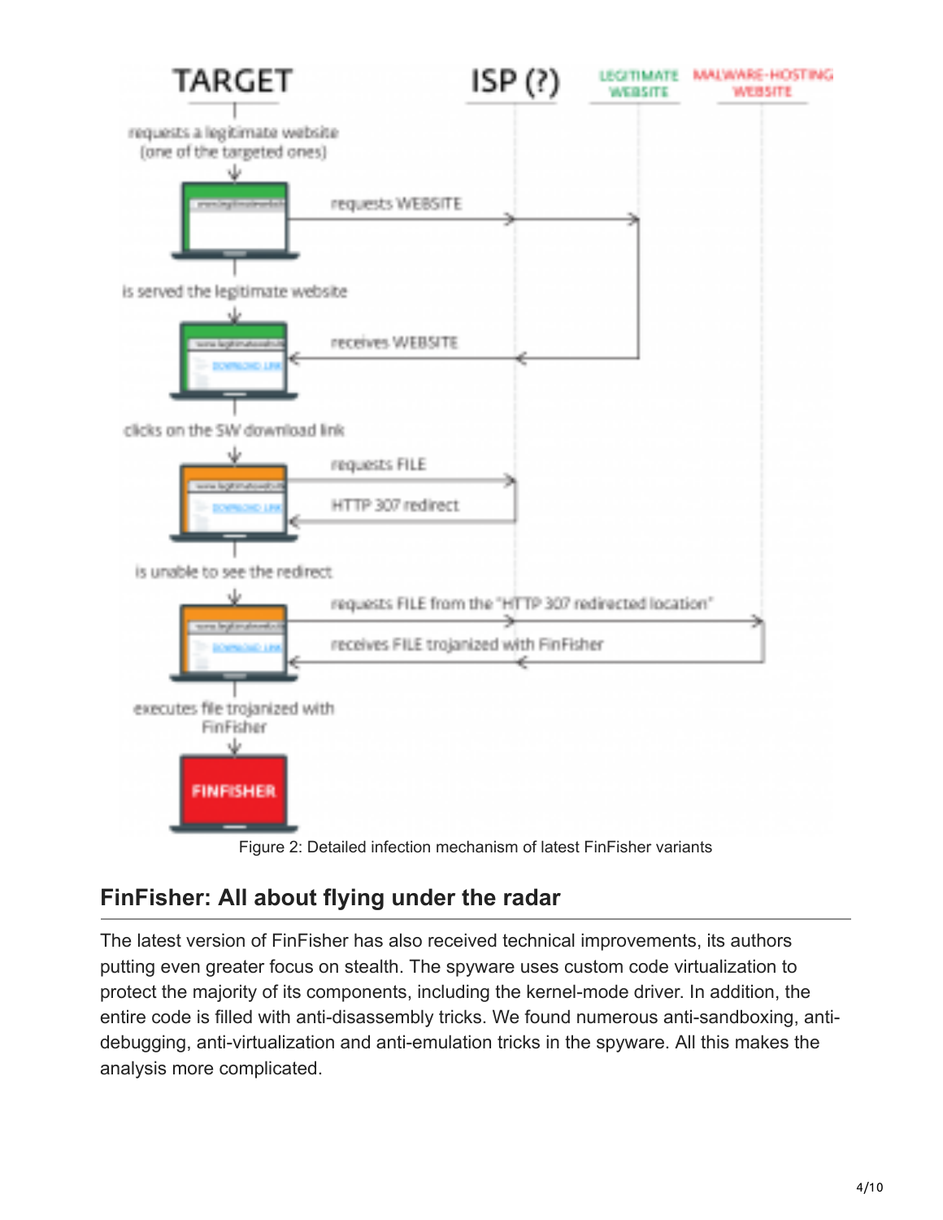Figure 2: Detailed infection mechanism of latest FinFisher variants

## FinFisher: All about flying under the radar

The latest version of FinFisher has also received technical improvements, its authors putting even greater focus on stealth. The spyware uses custom code virtualization to protect the majority of its components, including the kernel-mode driver. In addition, the entire code is filled with anti-disassembly tricks. We found numerous anti-sandboxing, anti-debugging, anti-virtualization and anti-emulation tricks in the spyware. All this makes the analysis more complicated.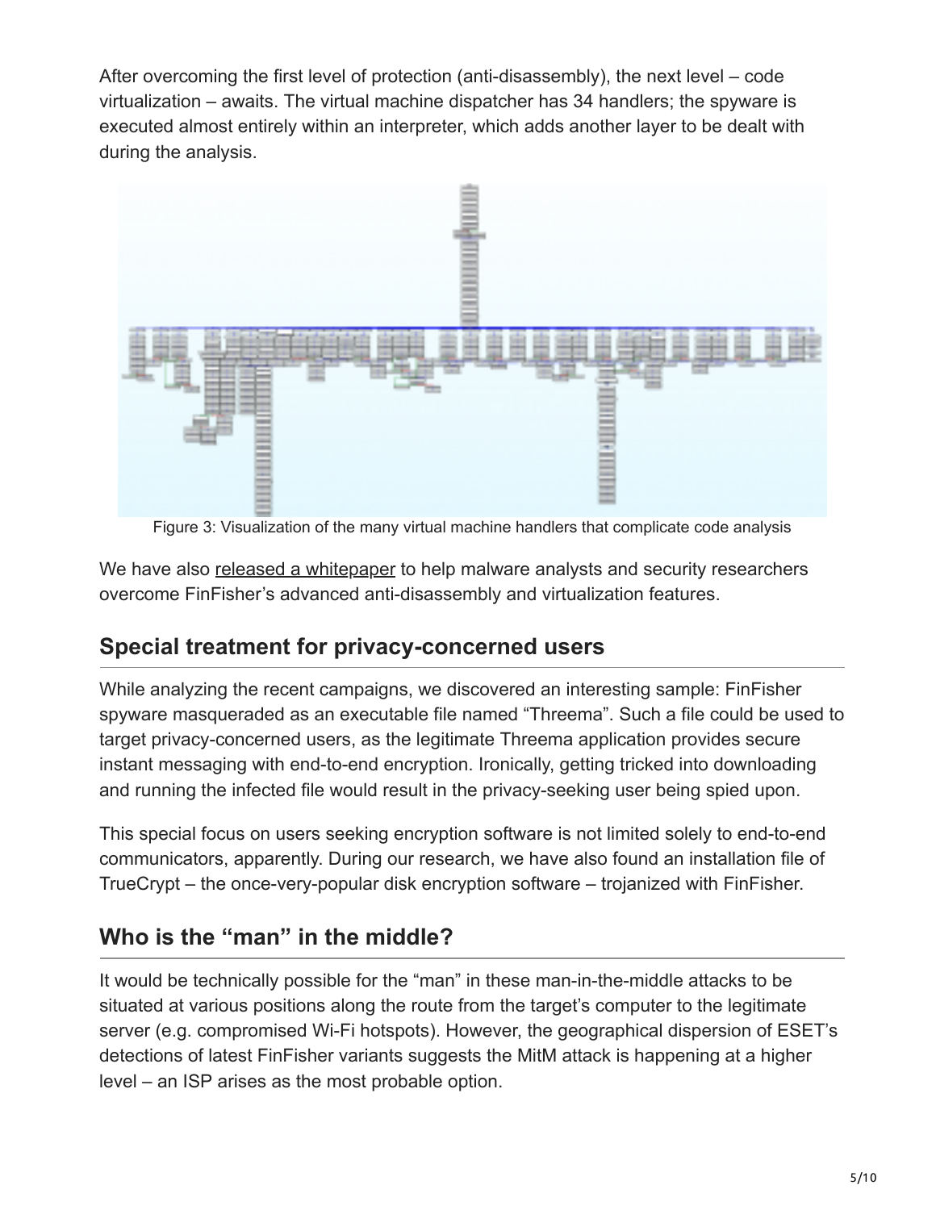After overcoming the first level of protection (anti-disassembly), the next level – code virtualization – awaits. The virtual machine dispatcher has 34 handlers; the spyware is executed almost entirely within an interpreter, which adds another layer to be dealt with during the analysis.

Figure 3: Visualization of the many virtual machine handlers that complicate code analysis

We have also released a whitepaper to help malware analysts and security researchers overcome FinFisher's advanced anti-disassembly and virtualization features.

## Special treatment for privacy-concerned users

While analyzing the recent campaigns, we discovered an interesting sample: FinFisher spyware masqueraded as an executable file named "Threema". Such a file could be used to target privacy-concerned users, as the legitimate Threema application provides secure instant messaging with end-to-end encryption. Ironically, getting tricked into downloading and running the infected file would result in the privacy-seeking user being spied upon.

This special focus on users seeking encryption software is not limited solely to end-to-end communicators, apparently. During our research, we have also found an installation file of TrueCrypt – the once-very-popular disk encryption software – trojanized with FinFisher.

## Who is the "man" in the middle?

It would be technically possible for the "man" in these man-in-the-middle attacks to be situated at various positions along the route from the target's computer to the legitimate server (e.g. compromised Wi-Fi hotspots). However, the geographical dispersion of ESET's detections of latest FinFisher variants suggests the MitM attack is happening at a higher level – an ISP arises as the most probable option.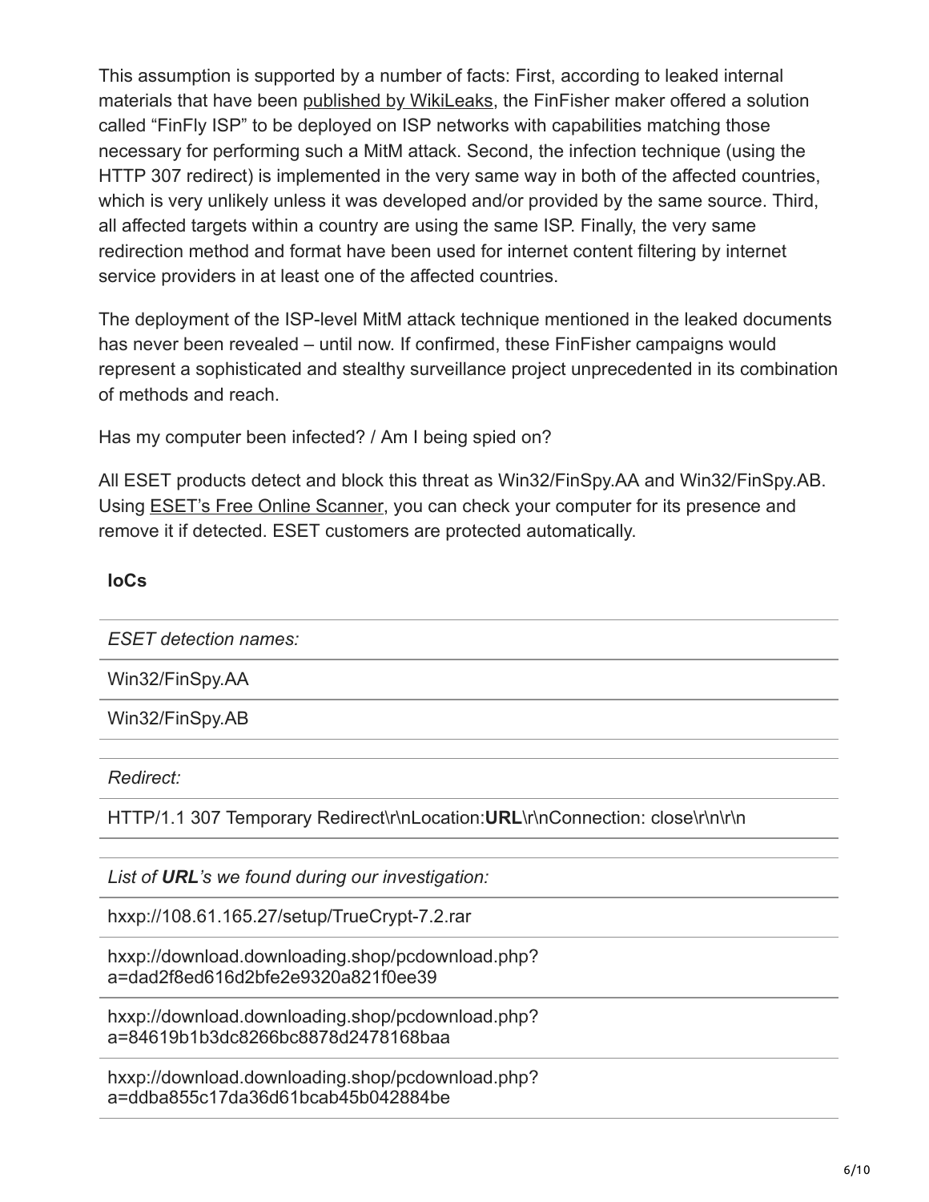This assumption is supported by a number of facts: First, according to leaked internal materials that have been published by WikiLeaks, the FinFisher maker offered a solution called "FinFly ISP" to be deployed on ISP networks with capabilities matching those necessary for performing such a MitM attack. Second, the infection technique (using the HTTP 307 redirect) is implemented in the very same way in both of the affected countries, which is very unlikely unless it was developed and/or provided by the same source. Third, all affected targets within a country are using the same ISP. Finally, the very same redirection method and format have been used for internet content filtering by internet service providers in at least one of the affected countries.

The deployment of the ISP-level MitM attack technique mentioned in the leaked documents has never been revealed – until now. If confirmed, these FinFisher campaigns would represent a sophisticated and stealthy surveillance project unprecedented in its combination of methods and reach.

Has my computer been infected? / Am I being spied on?

All ESET products detect and block this threat as Win32/FinSpy.AA and Win32/FinSpy.AB. Using ESET's Free Online Scanner, you can check your computer for its presence and remove it if detected. ESET customers are protected automatically.

**IoCs**

| *ESET detection names:* |
|---|
| Win32/FinSpy.AA |
| Win32/FinSpy.AB |

| *Redirect:* |
|---|
| HTTP/1.1 307 Temporary Redirect\r\nLocation:**URL**\r\nConnection: close\r\n\r\n |

| *List of **URL**'s we found during our investigation:* |
|---|
| hxxp://108.61.165.27/setup/TrueCrypt-7.2.rar |
| hxxp://download.downloading.shop/pcdownload.php?a=dad2f8ed616d2bfe2e9320a821f0ee39 |
| hxxp://download.downloading.shop/pcdownload.php?a=84619b1b3dc8266bc8878d2478168baa |
| hxxp://download.downloading.shop/pcdownload.php?a=ddba855c17da36d61bcab45b042884be |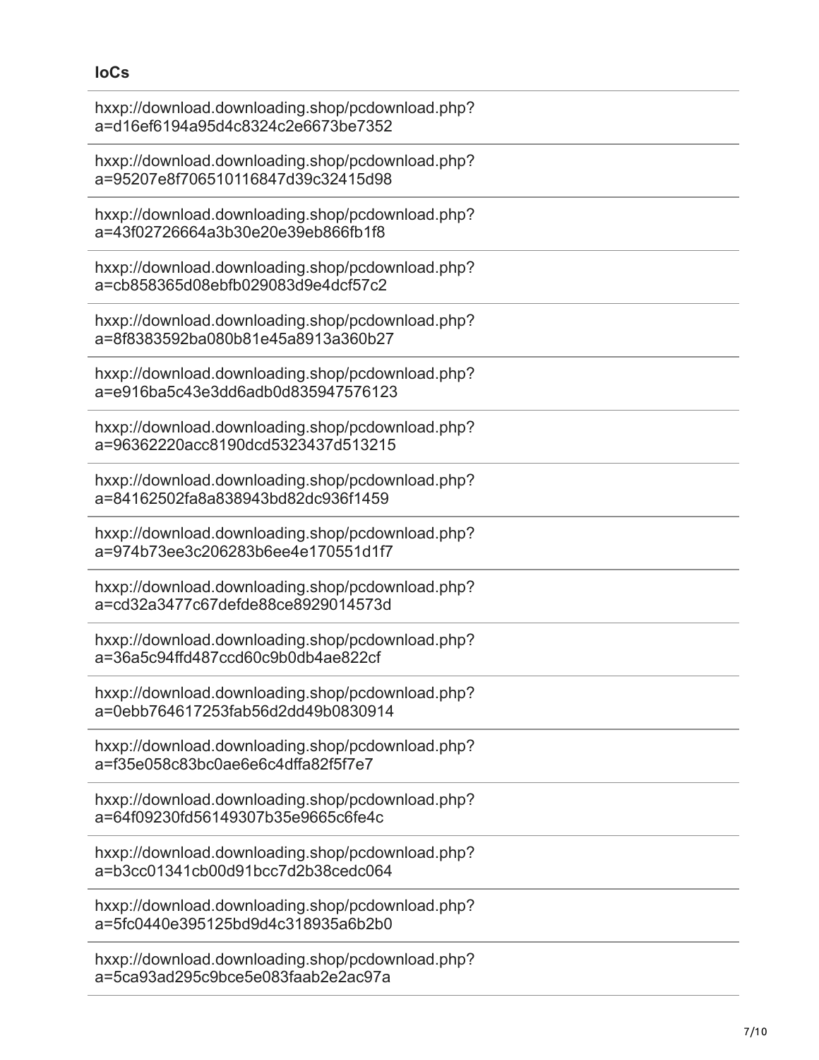**IoCs**

hxxp://download.downloading.shop/pcdownload.php?a=d16ef6194a95d4c8324c2e6673be7352

hxxp://download.downloading.shop/pcdownload.php?a=95207e8f706510116847d39c32415d98

hxxp://download.downloading.shop/pcdownload.php?a=43f02726664a3b30e20e39eb866fb1f8

hxxp://download.downloading.shop/pcdownload.php?a=cb858365d08ebfb029083d9e4dcf57c2

hxxp://download.downloading.shop/pcdownload.php?a=8f8383592ba080b81e45a8913a360b27

hxxp://download.downloading.shop/pcdownload.php?a=e916ba5c43e3dd6adb0d835947576123

hxxp://download.downloading.shop/pcdownload.php?a=96362220acc8190dcd5323437d513215

hxxp://download.downloading.shop/pcdownload.php?a=84162502fa8a838943bd82dc936f1459

hxxp://download.downloading.shop/pcdownload.php?a=974b73ee3c206283b6ee4e170551d1f7

hxxp://download.downloading.shop/pcdownload.php?a=cd32a3477c67defde88ce8929014573d

hxxp://download.downloading.shop/pcdownload.php?a=36a5c94ffd487ccd60c9b0db4ae822cf

hxxp://download.downloading.shop/pcdownload.php?a=0ebb764617253fab56d2dd49b0830914

hxxp://download.downloading.shop/pcdownload.php?a=f35e058c83bc0ae6e6c4dffa82f5f7e7

hxxp://download.downloading.shop/pcdownload.php?a=64f09230fd56149307b35e9665c6fe4c

hxxp://download.downloading.shop/pcdownload.php?a=b3cc01341cb00d91bcc7d2b38cedc064

hxxp://download.downloading.shop/pcdownload.php?a=5fc0440e395125bd9d4c318935a6b2b0

hxxp://download.downloading.shop/pcdownload.php?a=5ca93ad295c9bce5e083faab2e2ac97a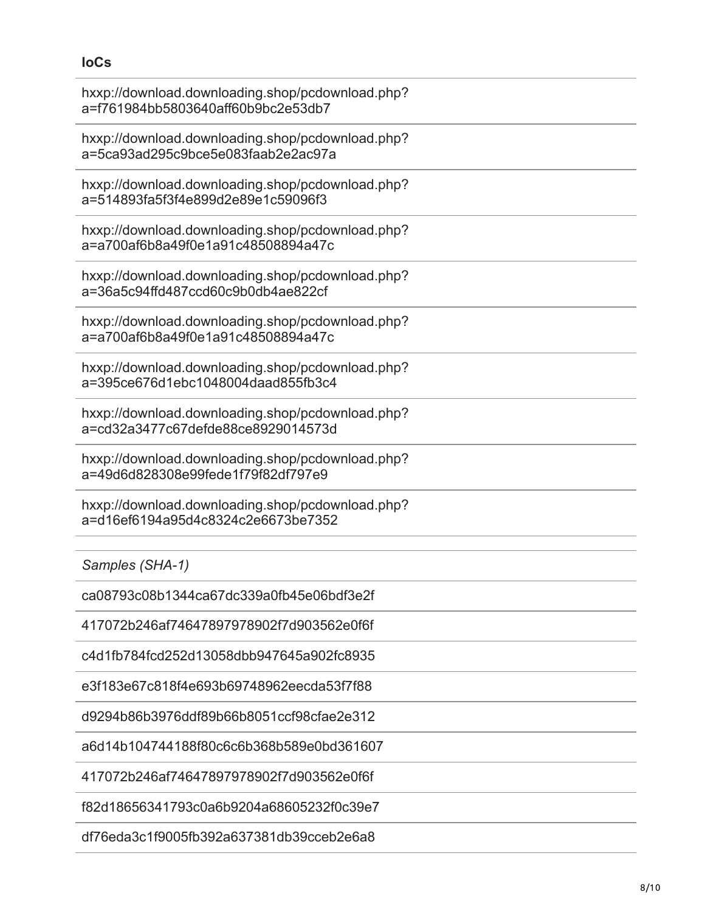**IoCs**

hxxp://download.downloading.shop/pcdownload.php?a=f761984bb5803640aff60b9bc2e53db7

hxxp://download.downloading.shop/pcdownload.php?a=5ca93ad295c9bce5e083faab2e2ac97a

hxxp://download.downloading.shop/pcdownload.php?a=514893fa5f3f4e899d2e89e1c59096f3

hxxp://download.downloading.shop/pcdownload.php?a=a700af6b8a49f0e1a91c48508894a47c

hxxp://download.downloading.shop/pcdownload.php?a=36a5c94ffd487ccd60c9b0db4ae822cf

hxxp://download.downloading.shop/pcdownload.php?a=a700af6b8a49f0e1a91c48508894a47c

hxxp://download.downloading.shop/pcdownload.php?a=395ce676d1ebc1048004daad855fb3c4

hxxp://download.downloading.shop/pcdownload.php?a=cd32a3477c67defde88ce8929014573d

hxxp://download.downloading.shop/pcdownload.php?a=49d6d828308e99fede1f79f82df797e9

hxxp://download.downloading.shop/pcdownload.php?a=d16ef6194a95d4c8324c2e6673be7352

*Samples (SHA-1)*

ca08793c08b1344ca67dc339a0fb45e06bdf3e2f

417072b246af74647897978902f7d903562e0f6f

c4d1fb784fcd252d13058dbb947645a902fc8935

e3f183e67c818f4e693b69748962eecda53f7f88

d9294b86b3976ddf89b66b8051ccf98cfae2e312

a6d14b104744188f80c6c6b368b589e0bd361607

417072b246af74647897978902f7d903562e0f6f

f82d18656341793c0a6b9204a68605232f0c39e7

df76eda3c1f9005fb392a637381db39cceb2e6a8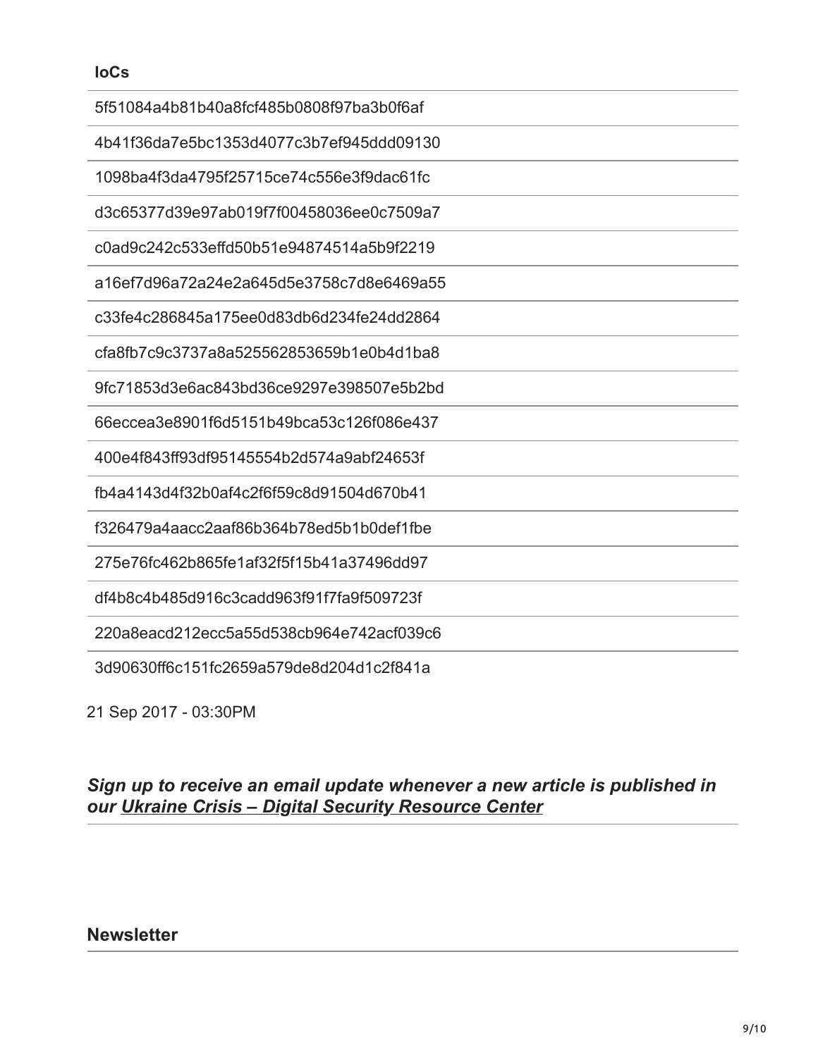**IoCs**

| |
|---|
| 5f51084a4b81b40a8fcf485b0808f97ba3b0f6af |
| 4b41f36da7e5bc1353d4077c3b7ef945ddd09130 |
| 1098ba4f3da4795f25715ce74c556e3f9dac61fc |
| d3c65377d39e97ab019f7f00458036ee0c7509a7 |
| c0ad9c242c533effd50b51e94874514a5b9f2219 |
| a16ef7d96a72a24e2a645d5e3758c7d8e6469a55 |
| c33fe4c286845a175ee0d83db6d234fe24dd2864 |
| cfa8fb7c9c3737a8a525562853659b1e0b4d1ba8 |
| 9fc71853d3e6ac843bd36ce9297e398507e5b2bd |
| 66eccea3e8901f6d5151b49bca53c126f086e437 |
| 400e4f843ff93df95145554b2d574a9abf24653f |
| fb4a4143d4f32b0af4c2f6f59c8d91504d670b41 |
| f326479a4aacc2aaf86b364b78ed5b1b0def1fbe |
| 275e76fc462b865fe1af32f5f15b41a37496dd97 |
| df4b8c4b485d916c3cadd963f91f7fa9f509723f |
| 220a8eacd212ecc5a55d538cb964e742acf039c6 |
| 3d90630ff6c151fc2659a579de8d204d1c2f841a |

21 Sep 2017 - 03:30PM

***Sign up to receive an email update whenever a new article is published in our Ukraine Crisis – Digital Security Resource Center***

## Newsletter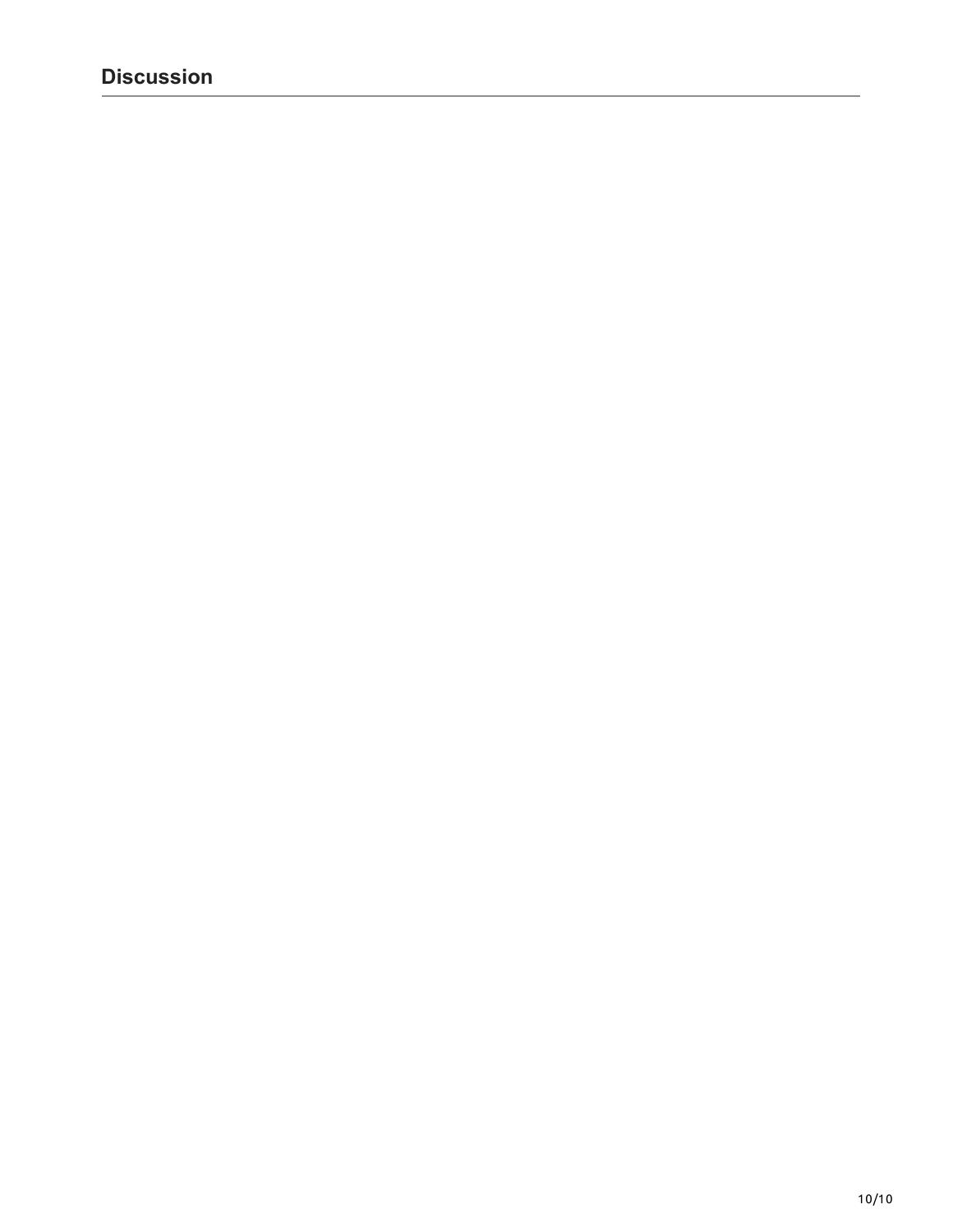## Discussion